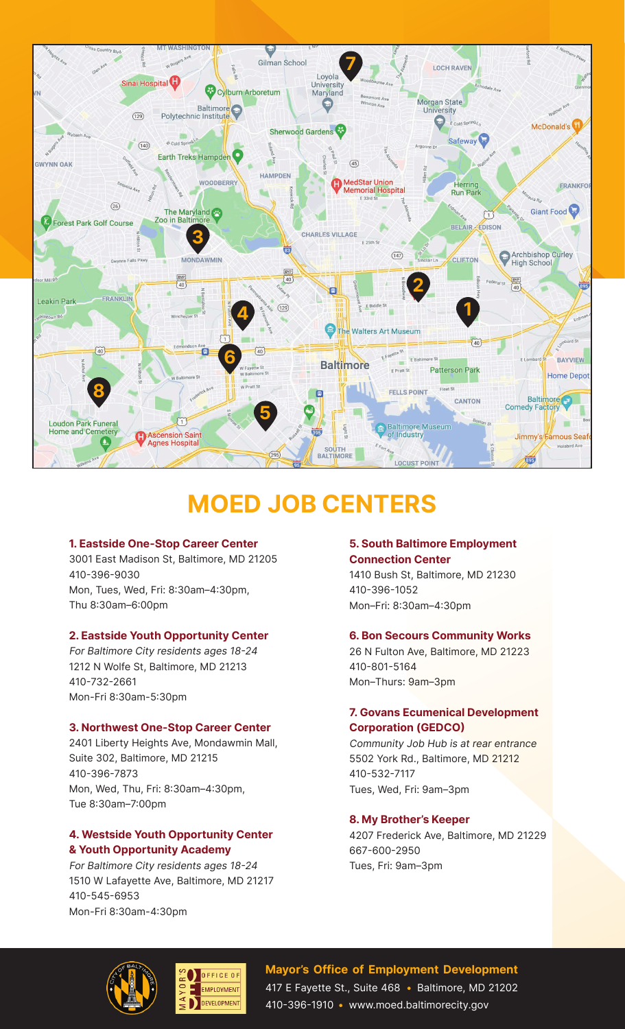# MOED JOB CENTERS

**1. Eastside One-Stop Career Center**
3001 East Madison St, Baltimore, MD 21205
410-396-9030
Mon, Tues, Wed, Fri: 8:30am–4:30pm,
Thu 8:30am–6:00pm

**2. Eastside Youth Opportunity Center**
*For Baltimore City residents ages 18-24*
1212 N Wolfe St, Baltimore, MD 21213
410-732-2661
Mon-Fri 8:30am-5:30pm

**3. Northwest One-Stop Career Center**
2401 Liberty Heights Ave, Mondawmin Mall, Suite 302, Baltimore, MD 21215
410-396-7873
Mon, Wed, Thu, Fri: 8:30am–4:30pm,
Tue 8:30am–7:00pm

**4. Westside Youth Opportunity Center & Youth Opportunity Academy**
*For Baltimore City residents ages 18-24*
1510 W Lafayette Ave, Baltimore, MD 21217
410-545-6953
Mon-Fri 8:30am-4:30pm

**5. South Baltimore Employment Connection Center**
1410 Bush St, Baltimore, MD 21230
410-396-1052
Mon–Fri: 8:30am–4:30pm

**6. Bon Secours Community Works**
26 N Fulton Ave, Baltimore, MD 21223
410-801-5164
Mon–Thurs: 9am–3pm

**7. Govans Ecumenical Development Corporation (GEDCO)**
*Community Job Hub is at rear entrance*
5502 York Rd., Baltimore, MD 21212
410-532-7117
Tues, Wed, Fri: 9am–3pm

**8. My Brother's Keeper**
4207 Frederick Ave, Baltimore, MD 21229
667-600-2950
Tues, Fri: 9am–3pm

**Mayor's Office of Employment Development**
417 E Fayette St., Suite 468 • Baltimore, MD 21202
410-396-1910 • www.moed.baltimorecity.gov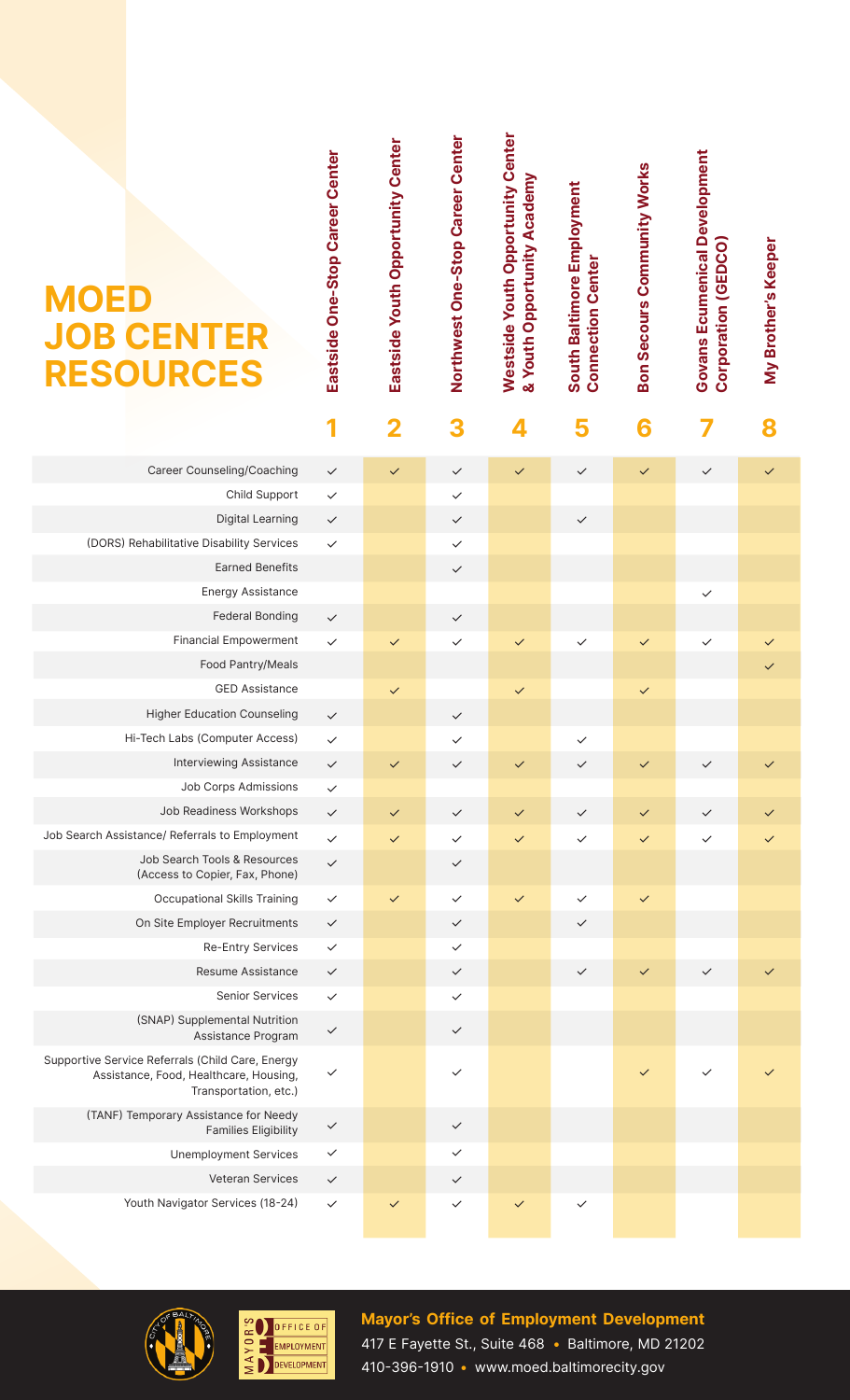# MOED JOB CENTER RESOURCES

| | Eastside One-Stop Career Center | Eastside Youth Opportunity Center | Northwest One-Stop Career Center | Westside Youth Opportunity Center & Youth Opportunity Academy | South Baltimore Employment Connection Center | Bon Secours Community Works | Govans Ecumenical Development Corporation (GEDCO) | My Brother's Keeper |
|---|---|---|---|---|---|---|---|---|
| | 1 | 2 | 3 | 4 | 5 | 6 | 7 | 8 |
| Career Counseling/Coaching | ✓ | ✓ | ✓ | ✓ | ✓ | ✓ | ✓ | ✓ |
| Child Support | ✓ | | ✓ | | | | | |
| Digital Learning | ✓ | | ✓ | | ✓ | | | |
| (DORS) Rehabilitative Disability Services | ✓ | | ✓ | | | | | |
| Earned Benefits | | | ✓ | | | | | |
| Energy Assistance | | | | | | | ✓ | |
| Federal Bonding | ✓ | | ✓ | | | | | |
| Financial Empowerment | ✓ | ✓ | ✓ | ✓ | ✓ | ✓ | ✓ | ✓ |
| Food Pantry/Meals | | | | | | | | ✓ |
| GED Assistance | | ✓ | | ✓ | | ✓ | | |
| Higher Education Counseling | ✓ | | ✓ | | | | | |
| Hi-Tech Labs (Computer Access) | ✓ | | ✓ | | ✓ | | | |
| Interviewing Assistance | ✓ | ✓ | ✓ | ✓ | ✓ | ✓ | ✓ | ✓ |
| Job Corps Admissions | ✓ | | | | | | | |
| Job Readiness Workshops | ✓ | ✓ | ✓ | ✓ | ✓ | ✓ | ✓ | ✓ |
| Job Search Assistance/ Referrals to Employment | ✓ | ✓ | ✓ | ✓ | ✓ | ✓ | ✓ | ✓ |
| Job Search Tools & Resources (Access to Copier, Fax, Phone) | ✓ | | ✓ | | | | | |
| Occupational Skills Training | ✓ | ✓ | ✓ | ✓ | ✓ | ✓ | | |
| On Site Employer Recruitments | ✓ | | ✓ | | ✓ | | | |
| Re-Entry Services | ✓ | | ✓ | | | | | |
| Resume Assistance | ✓ | | ✓ | | ✓ | ✓ | ✓ | ✓ |
| Senior Services | ✓ | | ✓ | | | | | |
| (SNAP) Supplemental Nutrition Assistance Program | ✓ | | ✓ | | | | | |
| Supportive Service Referrals (Child Care, Energy Assistance, Food, Healthcare, Housing, Transportation, etc.) | ✓ | | ✓ | | | ✓ | ✓ | ✓ |
| (TANF) Temporary Assistance for Needy Families Eligibility | ✓ | | ✓ | | | | | |
| Unemployment Services | ✓ | | ✓ | | | | | |
| Veteran Services | ✓ | | ✓ | | | | | |
| Youth Navigator Services (18-24) | ✓ | ✓ | ✓ | ✓ | ✓ | | | |

**Mayor's Office of Employment Development**
417 E Fayette St., Suite 468 • Baltimore, MD 21202
410-396-1910 • www.moed.baltimorecity.gov